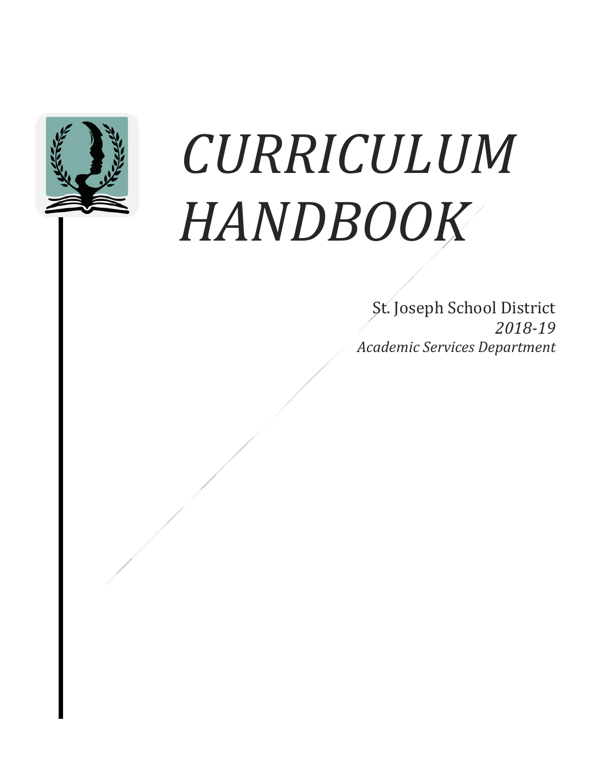# *CURRICULUM HANDBOOK*

St. Joseph School District

*2018-19*

*Academic Services Department*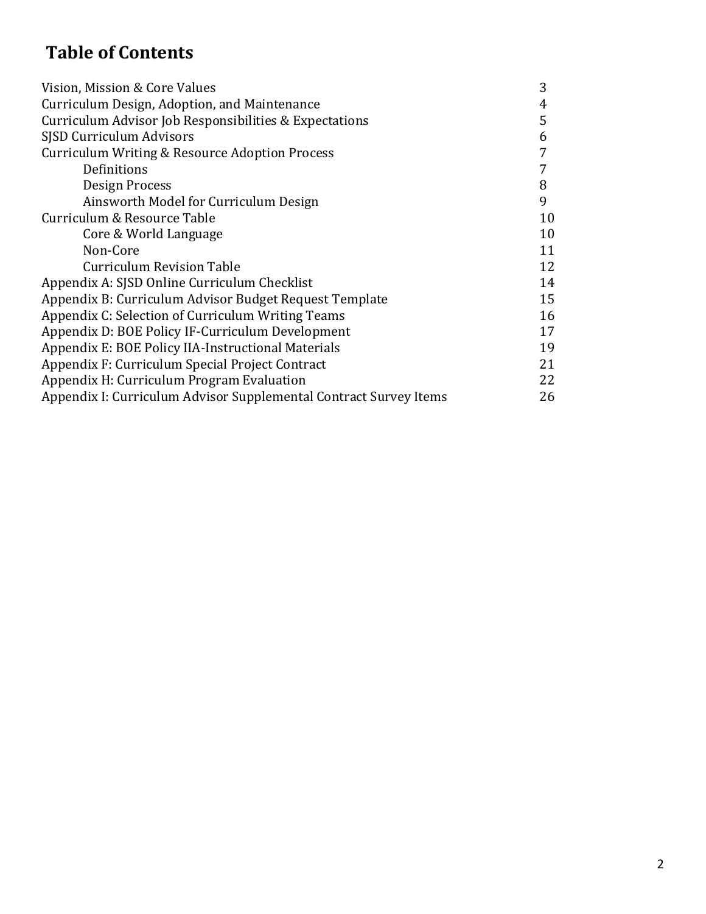# Table of Contents

| | |
|---|---|
| Vision, Mission & Core Values | 3 |
| Curriculum Design, Adoption, and Maintenance | 4 |
| Curriculum Advisor Job Responsibilities & Expectations | 5 |
| SJSD Curriculum Advisors | 6 |
| Curriculum Writing & Resource Adoption Process | 7 |
| &nbsp;&nbsp;&nbsp;&nbsp;Definitions | 7 |
| &nbsp;&nbsp;&nbsp;&nbsp;Design Process | 8 |
| &nbsp;&nbsp;&nbsp;&nbsp;Ainsworth Model for Curriculum Design | 9 |
| Curriculum & Resource Table | 10 |
| &nbsp;&nbsp;&nbsp;&nbsp;Core & World Language | 10 |
| &nbsp;&nbsp;&nbsp;&nbsp;Non-Core | 11 |
| &nbsp;&nbsp;&nbsp;&nbsp;Curriculum Revision Table | 12 |
| Appendix A: SJSD Online Curriculum Checklist | 14 |
| Appendix B: Curriculum Advisor Budget Request Template | 15 |
| Appendix C: Selection of Curriculum Writing Teams | 16 |
| Appendix D: BOE Policy IF-Curriculum Development | 17 |
| Appendix E: BOE Policy IIA-Instructional Materials | 19 |
| Appendix F: Curriculum Special Project Contract | 21 |
| Appendix H: Curriculum Program Evaluation | 22 |
| Appendix I: Curriculum Advisor Supplemental Contract Survey Items | 26 |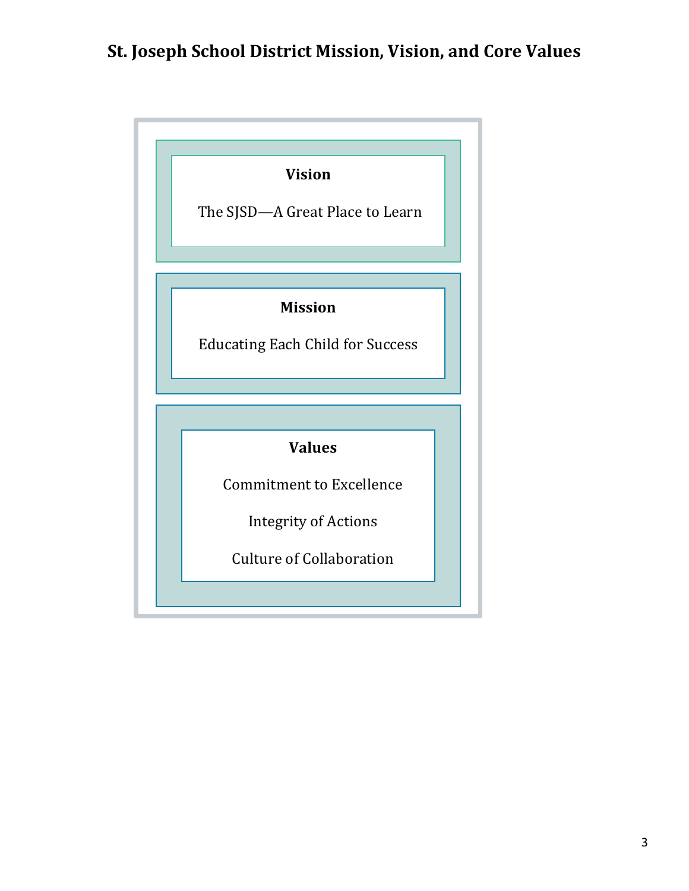# St. Joseph School District Mission, Vision, and Core Values

### Vision

The SJSD—A Great Place to Learn

### Mission

Educating Each Child for Success

### Values

Commitment to Excellence

Integrity of Actions

Culture of Collaboration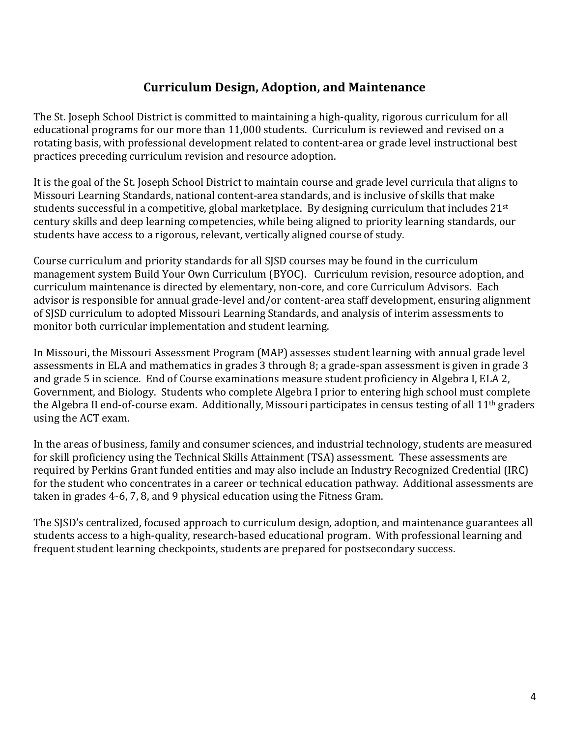## Curriculum Design, Adoption, and Maintenance

The St. Joseph School District is committed to maintaining a high-quality, rigorous curriculum for all educational programs for our more than 11,000 students. Curriculum is reviewed and revised on a rotating basis, with professional development related to content-area or grade level instructional best practices preceding curriculum revision and resource adoption.

It is the goal of the St. Joseph School District to maintain course and grade level curricula that aligns to Missouri Learning Standards, national content-area standards, and is inclusive of skills that make students successful in a competitive, global marketplace. By designing curriculum that includes 21st century skills and deep learning competencies, while being aligned to priority learning standards, our students have access to a rigorous, relevant, vertically aligned course of study.

Course curriculum and priority standards for all SJSD courses may be found in the curriculum management system Build Your Own Curriculum (BYOC). Curriculum revision, resource adoption, and curriculum maintenance is directed by elementary, non-core, and core Curriculum Advisors. Each advisor is responsible for annual grade-level and/or content-area staff development, ensuring alignment of SJSD curriculum to adopted Missouri Learning Standards, and analysis of interim assessments to monitor both curricular implementation and student learning.

In Missouri, the Missouri Assessment Program (MAP) assesses student learning with annual grade level assessments in ELA and mathematics in grades 3 through 8; a grade-span assessment is given in grade 3 and grade 5 in science. End of Course examinations measure student proficiency in Algebra I, ELA 2, Government, and Biology. Students who complete Algebra I prior to entering high school must complete the Algebra II end-of-course exam. Additionally, Missouri participates in census testing of all 11th graders using the ACT exam.

In the areas of business, family and consumer sciences, and industrial technology, students are measured for skill proficiency using the Technical Skills Attainment (TSA) assessment. These assessments are required by Perkins Grant funded entities and may also include an Industry Recognized Credential (IRC) for the student who concentrates in a career or technical education pathway. Additional assessments are taken in grades 4-6, 7, 8, and 9 physical education using the Fitness Gram.

The SJSD's centralized, focused approach to curriculum design, adoption, and maintenance guarantees all students access to a high-quality, research-based educational program. With professional learning and frequent student learning checkpoints, students are prepared for postsecondary success.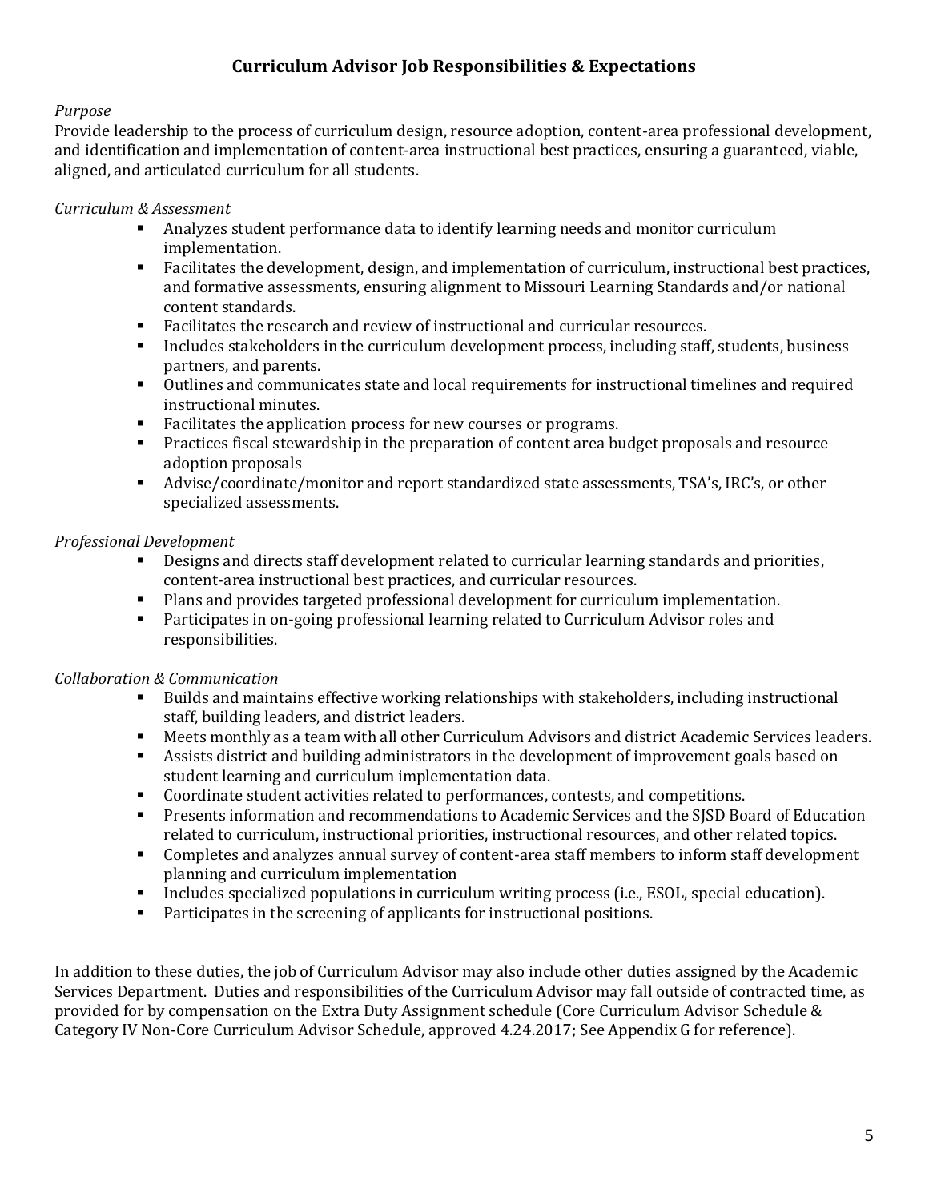## Curriculum Advisor Job Responsibilities & Expectations

*Purpose*

Provide leadership to the process of curriculum design, resource adoption, content-area professional development, and identification and implementation of content-area instructional best practices, ensuring a guaranteed, viable, aligned, and articulated curriculum for all students.

*Curriculum & Assessment*

- Analyzes student performance data to identify learning needs and monitor curriculum implementation.
- Facilitates the development, design, and implementation of curriculum, instructional best practices, and formative assessments, ensuring alignment to Missouri Learning Standards and/or national content standards.
- Facilitates the research and review of instructional and curricular resources.
- Includes stakeholders in the curriculum development process, including staff, students, business partners, and parents.
- Outlines and communicates state and local requirements for instructional timelines and required instructional minutes.
- Facilitates the application process for new courses or programs.
- Practices fiscal stewardship in the preparation of content area budget proposals and resource adoption proposals
- Advise/coordinate/monitor and report standardized state assessments, TSA's, IRC's, or other specialized assessments.

*Professional Development*

- Designs and directs staff development related to curricular learning standards and priorities, content-area instructional best practices, and curricular resources.
- Plans and provides targeted professional development for curriculum implementation.
- Participates in on-going professional learning related to Curriculum Advisor roles and responsibilities.

*Collaboration & Communication*

- Builds and maintains effective working relationships with stakeholders, including instructional staff, building leaders, and district leaders.
- Meets monthly as a team with all other Curriculum Advisors and district Academic Services leaders.
- Assists district and building administrators in the development of improvement goals based on student learning and curriculum implementation data.
- Coordinate student activities related to performances, contests, and competitions.
- Presents information and recommendations to Academic Services and the SJSD Board of Education related to curriculum, instructional priorities, instructional resources, and other related topics.
- Completes and analyzes annual survey of content-area staff members to inform staff development planning and curriculum implementation
- Includes specialized populations in curriculum writing process (i.e., ESOL, special education).
- Participates in the screening of applicants for instructional positions.

In addition to these duties, the job of Curriculum Advisor may also include other duties assigned by the Academic Services Department. Duties and responsibilities of the Curriculum Advisor may fall outside of contracted time, as provided for by compensation on the Extra Duty Assignment schedule (Core Curriculum Advisor Schedule & Category IV Non-Core Curriculum Advisor Schedule, approved 4.24.2017; See Appendix G for reference).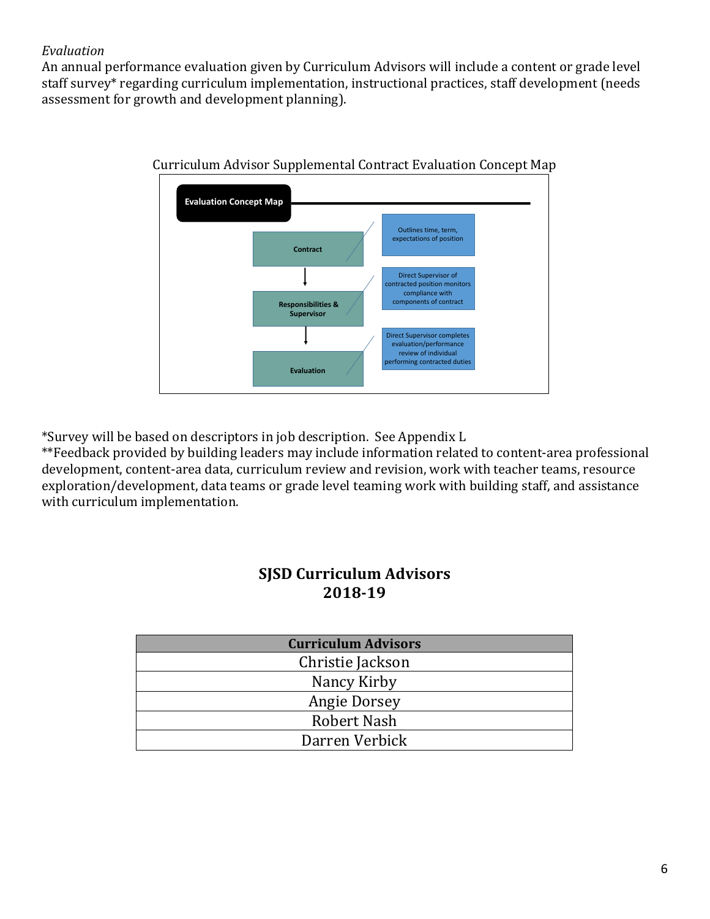*Evaluation*

An annual performance evaluation given by Curriculum Advisors will include a content or grade level staff survey* regarding curriculum implementation, instructional practices, staff development (needs assessment for growth and development planning).

Curriculum Advisor Supplemental Contract Evaluation Concept Map

**Evaluation Concept Map**

- **Contract** — Outlines time, term, expectations of position
- **Responsibilities & Supervisor** — Direct Supervisor of contracted position monitors compliance with components of contract
- **Evaluation** — Direct Supervisor completes evaluation/performance review of individual performing contracted duties

*Survey will be based on descriptors in job description. See Appendix L

**Feedback provided by building leaders may include information related to content-area professional development, content-area data, curriculum review and revision, work with teacher teams, resource exploration/development, data teams or grade level teaming work with building staff, and assistance with curriculum implementation.

## SJSD Curriculum Advisors 2018-19

| Curriculum Advisors |
| --- |
| Christie Jackson |
| Nancy Kirby |
| Angie Dorsey |
| Robert Nash |
| Darren Verbick |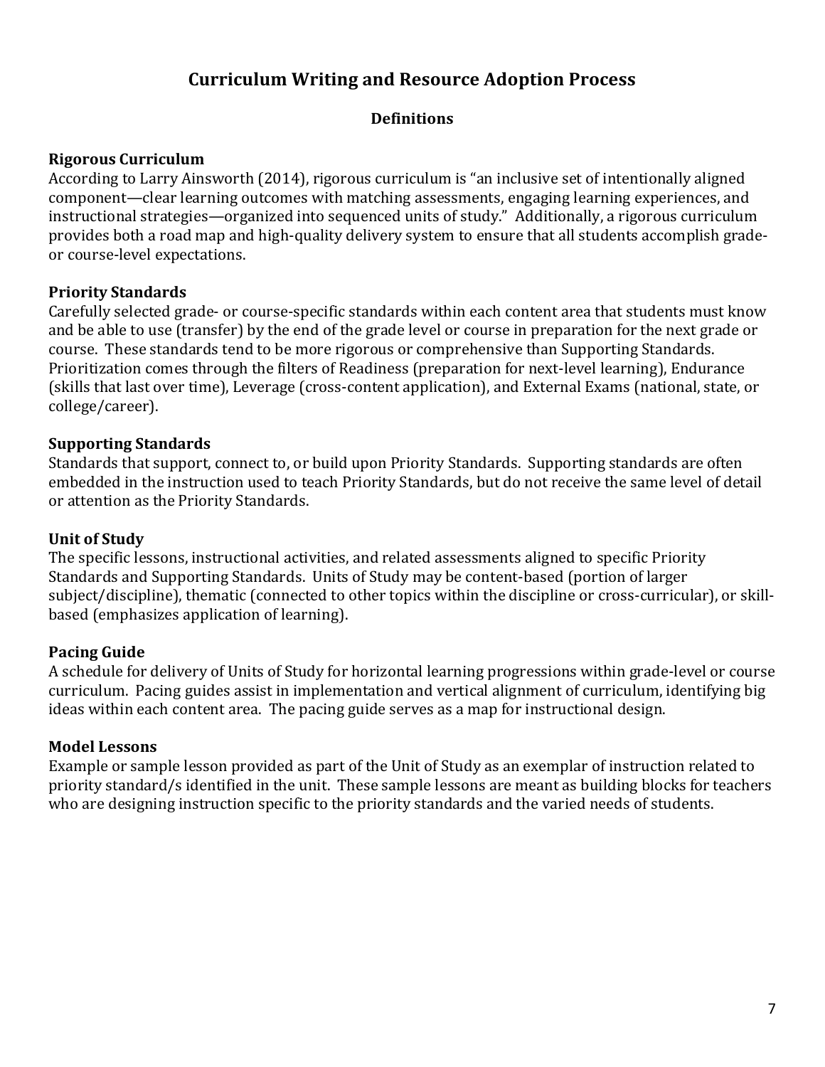# Curriculum Writing and Resource Adoption Process

## Definitions

**Rigorous Curriculum**
According to Larry Ainsworth (2014), rigorous curriculum is "an inclusive set of intentionally aligned component—clear learning outcomes with matching assessments, engaging learning experiences, and instructional strategies—organized into sequenced units of study." Additionally, a rigorous curriculum provides both a road map and high-quality delivery system to ensure that all students accomplish grade- or course-level expectations.

**Priority Standards**
Carefully selected grade- or course-specific standards within each content area that students must know and be able to use (transfer) by the end of the grade level or course in preparation for the next grade or course. These standards tend to be more rigorous or comprehensive than Supporting Standards. Prioritization comes through the filters of Readiness (preparation for next-level learning), Endurance (skills that last over time), Leverage (cross-content application), and External Exams (national, state, or college/career).

**Supporting Standards**
Standards that support, connect to, or build upon Priority Standards. Supporting standards are often embedded in the instruction used to teach Priority Standards, but do not receive the same level of detail or attention as the Priority Standards.

**Unit of Study**
The specific lessons, instructional activities, and related assessments aligned to specific Priority Standards and Supporting Standards. Units of Study may be content-based (portion of larger subject/discipline), thematic (connected to other topics within the discipline or cross-curricular), or skill-based (emphasizes application of learning).

**Pacing Guide**
A schedule for delivery of Units of Study for horizontal learning progressions within grade-level or course curriculum. Pacing guides assist in implementation and vertical alignment of curriculum, identifying big ideas within each content area. The pacing guide serves as a map for instructional design.

**Model Lessons**
Example or sample lesson provided as part of the Unit of Study as an exemplar of instruction related to priority standard/s identified in the unit. These sample lessons are meant as building blocks for teachers who are designing instruction specific to the priority standards and the varied needs of students.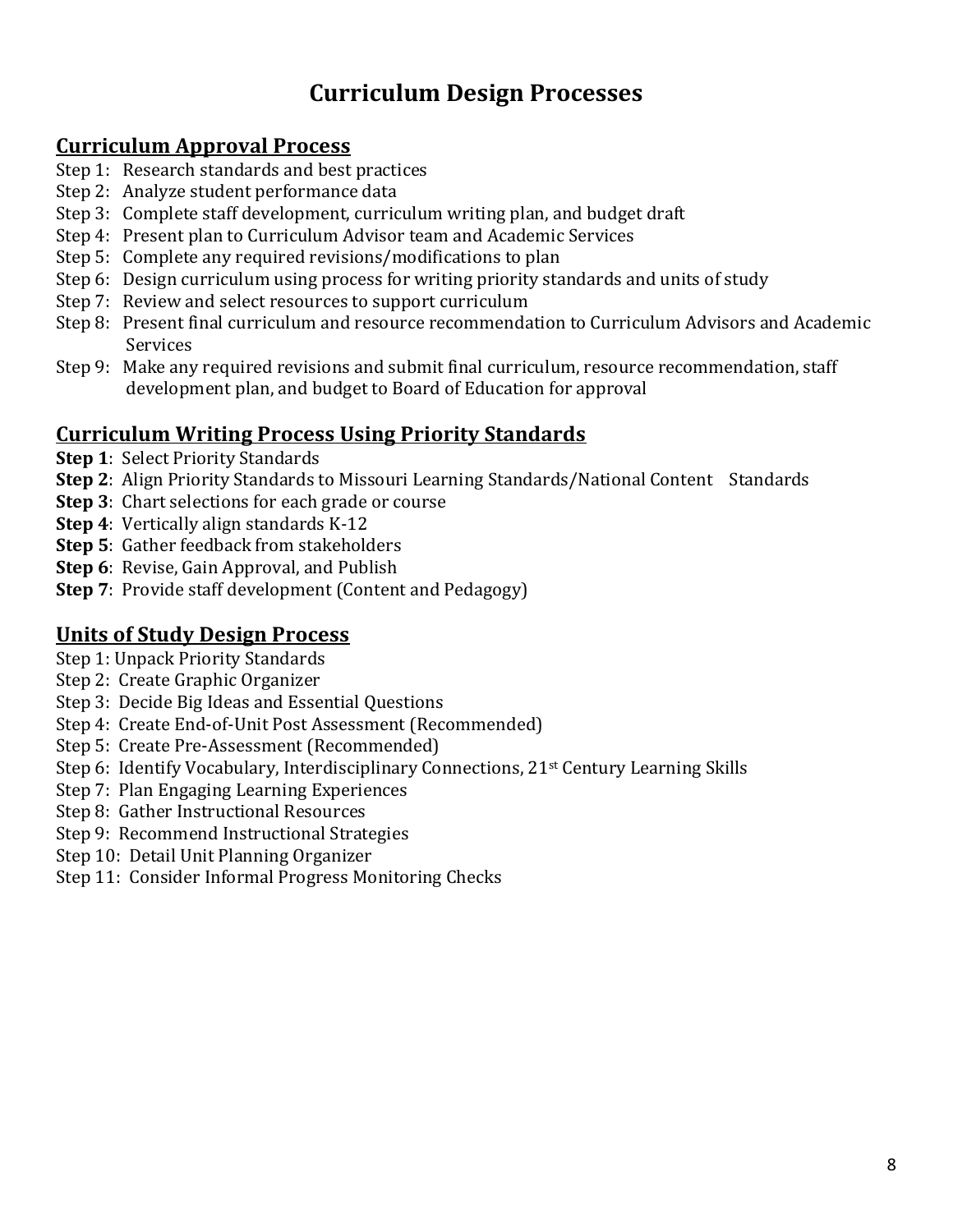# Curriculum Design Processes

## Curriculum Approval Process

Step 1: Research standards and best practices
Step 2: Analyze student performance data
Step 3: Complete staff development, curriculum writing plan, and budget draft
Step 4: Present plan to Curriculum Advisor team and Academic Services
Step 5: Complete any required revisions/modifications to plan
Step 6: Design curriculum using process for writing priority standards and units of study
Step 7: Review and select resources to support curriculum
Step 8: Present final curriculum and resource recommendation to Curriculum Advisors and Academic Services
Step 9: Make any required revisions and submit final curriculum, resource recommendation, staff development plan, and budget to Board of Education for approval

## Curriculum Writing Process Using Priority Standards

**Step 1**: Select Priority Standards
**Step 2**: Align Priority Standards to Missouri Learning Standards/National Content Standards
**Step 3**: Chart selections for each grade or course
**Step 4**: Vertically align standards K-12
**Step 5**: Gather feedback from stakeholders
**Step 6**: Revise, Gain Approval, and Publish
**Step 7**: Provide staff development (Content and Pedagogy)

## Units of Study Design Process

Step 1: Unpack Priority Standards
Step 2: Create Graphic Organizer
Step 3: Decide Big Ideas and Essential Questions
Step 4: Create End-of-Unit Post Assessment (Recommended)
Step 5: Create Pre-Assessment (Recommended)
Step 6: Identify Vocabulary, Interdisciplinary Connections, 21st Century Learning Skills
Step 7: Plan Engaging Learning Experiences
Step 8: Gather Instructional Resources
Step 9: Recommend Instructional Strategies
Step 10: Detail Unit Planning Organizer
Step 11: Consider Informal Progress Monitoring Checks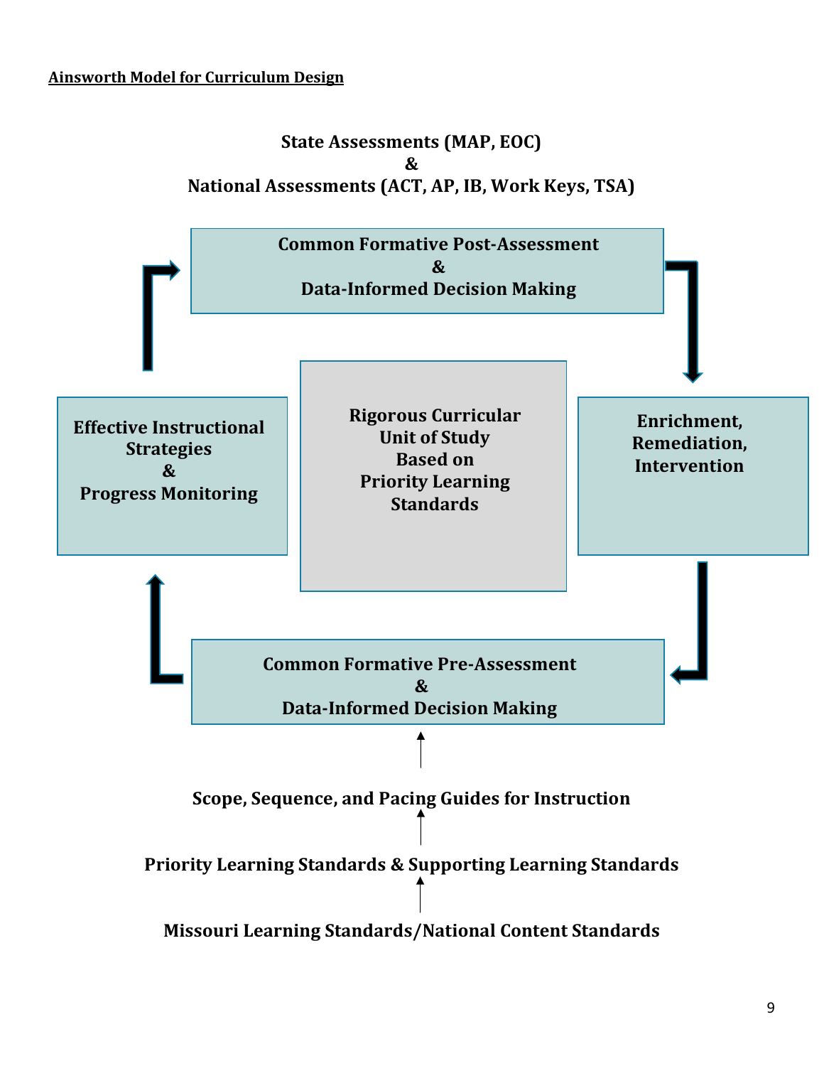**Ainsworth Model for Curriculum Design**

**State Assessments (MAP, EOC)**
**&**
**National Assessments (ACT, AP, IB, Work Keys, TSA)**

**Common Formative Post-Assessment**
**&**
**Data-Informed Decision Making**

**Effective Instructional Strategies**
**&**
**Progress Monitoring**

**Rigorous Curricular Unit of Study Based on Priority Learning Standards**

**Enrichment, Remediation, Intervention**

**Common Formative Pre-Assessment**
**&**
**Data-Informed Decision Making**

**Scope, Sequence, and Pacing Guides for Instruction**

**Priority Learning Standards & Supporting Learning Standards**

**Missouri Learning Standards/National Content Standards**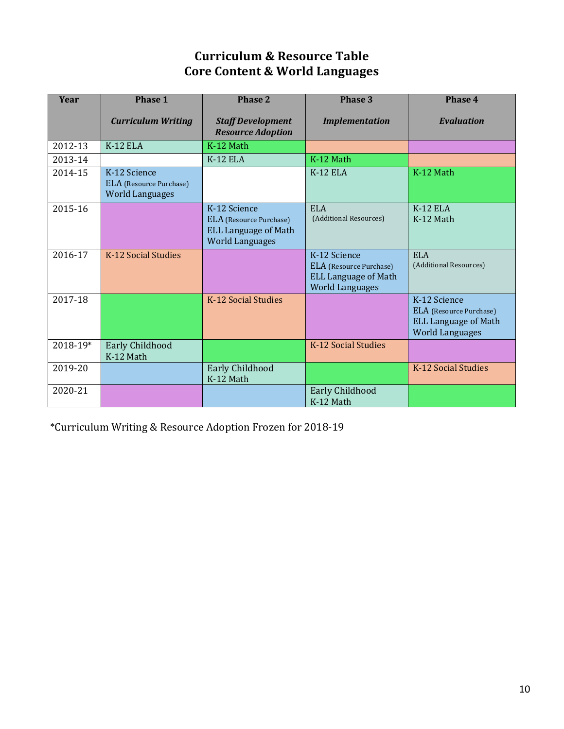## Curriculum & Resource Table
## Core Content & World Languages

| Year | Phase 1<br>*Curriculum Writing* | Phase 2<br>*Staff Development Resource Adoption* | Phase 3<br>*Implementation* | Phase 4<br>*Evaluation* |
|---|---|---|---|---|
| 2012-13 | K-12 ELA | K-12 Math | | |
| 2013-14 | | K-12 ELA | K-12 Math | |
| 2014-15 | K-12 Science<br>ELA (Resource Purchase)<br>World Languages | | K-12 ELA | K-12 Math |
| 2015-16 | | K-12 Science<br>ELA (Resource Purchase)<br>ELL Language of Math<br>World Languages | ELA<br>(Additional Resources) | K-12 ELA<br>K-12 Math |
| 2016-17 | K-12 Social Studies | | K-12 Science<br>ELA (Resource Purchase)<br>ELL Language of Math<br>World Languages | ELA<br>(Additional Resources) |
| 2017-18 | | K-12 Social Studies | | K-12 Science<br>ELA (Resource Purchase)<br>ELL Language of Math<br>World Languages |
| 2018-19* | Early Childhood<br>K-12 Math | | K-12 Social Studies | |
| 2019-20 | | Early Childhood<br>K-12 Math | | K-12 Social Studies |
| 2020-21 | | | Early Childhood<br>K-12 Math | |

*Curriculum Writing & Resource Adoption Frozen for 2018-19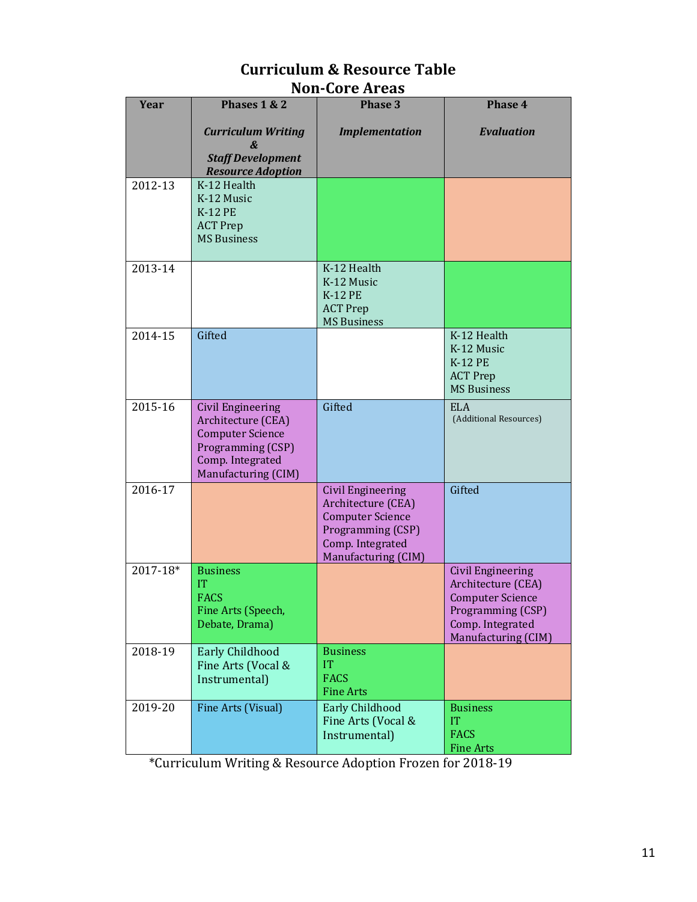# Curriculum & Resource Table
## Non-Core Areas

| Year | Phases 1 & 2<br>*Curriculum Writing & Staff Development Resource Adoption* | Phase 3<br>*Implementation* | Phase 4<br>*Evaluation* |
|---|---|---|---|
| 2012-13 | K-12 Health<br>K-12 Music<br>K-12 PE<br>ACT Prep<br>MS Business | | |
| 2013-14 | | K-12 Health<br>K-12 Music<br>K-12 PE<br>ACT Prep<br>MS Business | |
| 2014-15 | Gifted | | K-12 Health<br>K-12 Music<br>K-12 PE<br>ACT Prep<br>MS Business |
| 2015-16 | Civil Engineering Architecture (CEA)<br>Computer Science Programming (CSP)<br>Comp. Integrated Manufacturing (CIM) | Gifted | ELA<br>(Additional Resources) |
| 2016-17 | | Civil Engineering Architecture (CEA)<br>Computer Science Programming (CSP)<br>Comp. Integrated Manufacturing (CIM) | Gifted |
| 2017-18* | Business<br>IT<br>FACS<br>Fine Arts (Speech, Debate, Drama) | | Civil Engineering Architecture (CEA)<br>Computer Science Programming (CSP)<br>Comp. Integrated Manufacturing (CIM) |
| 2018-19 | Early Childhood<br>Fine Arts (Vocal & Instrumental) | Business<br>IT<br>FACS<br>Fine Arts | |
| 2019-20 | Fine Arts (Visual) | Early Childhood<br>Fine Arts (Vocal & Instrumental) | Business<br>IT<br>FACS<br>Fine Arts |

*Curriculum Writing & Resource Adoption Frozen for 2018-19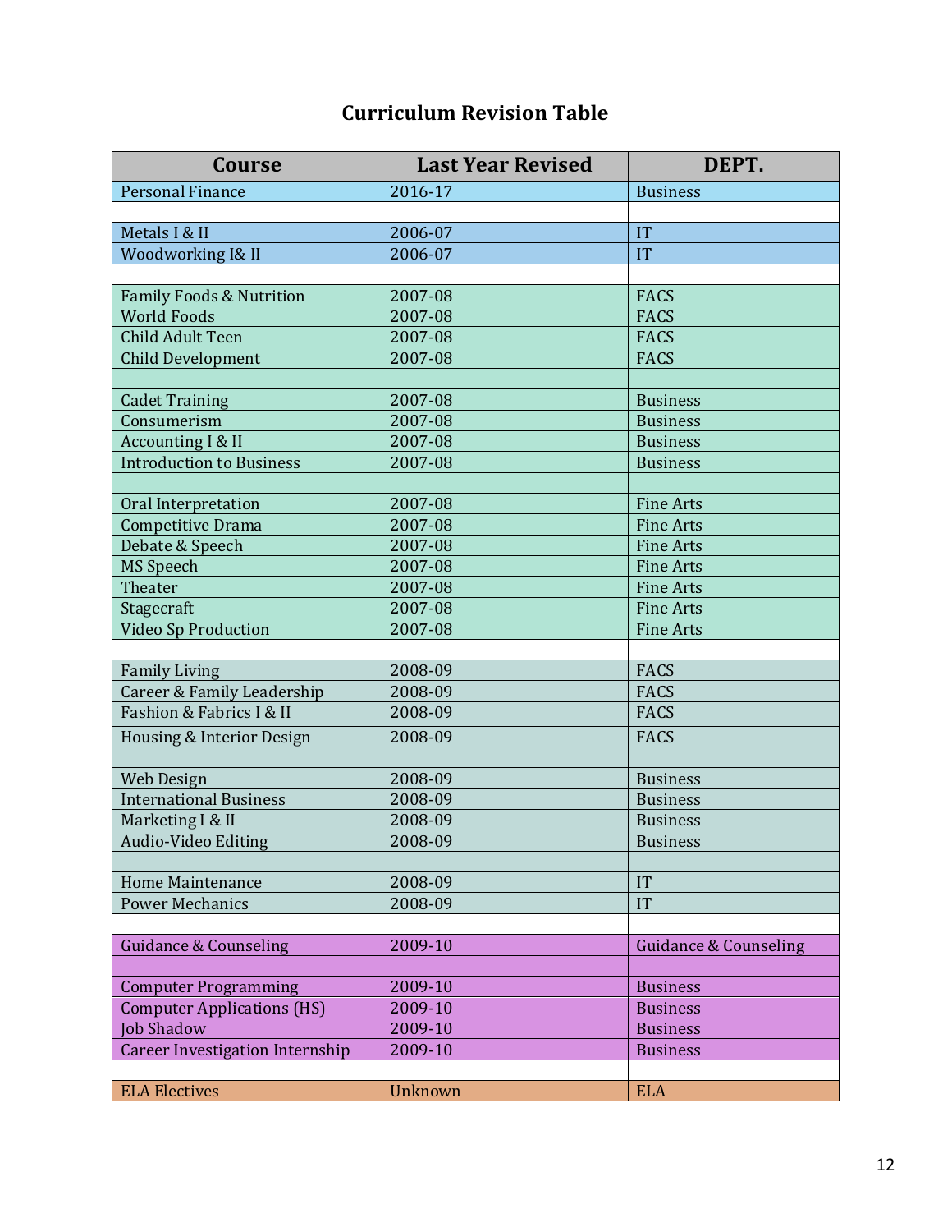# Curriculum Revision Table

| Course | Last Year Revised | DEPT. |
|---|---|---|
| Personal Finance | 2016-17 | Business |
| | | |
| Metals I & II | 2006-07 | IT |
| Woodworking I& II | 2006-07 | IT |
| | | |
| Family Foods & Nutrition | 2007-08 | FACS |
| World Foods | 2007-08 | FACS |
| Child Adult Teen | 2007-08 | FACS |
| Child Development | 2007-08 | FACS |
| | | |
| Cadet Training | 2007-08 | Business |
| Consumerism | 2007-08 | Business |
| Accounting I & II | 2007-08 | Business |
| Introduction to Business | 2007-08 | Business |
| | | |
| Oral Interpretation | 2007-08 | Fine Arts |
| Competitive Drama | 2007-08 | Fine Arts |
| Debate & Speech | 2007-08 | Fine Arts |
| MS Speech | 2007-08 | Fine Arts |
| Theater | 2007-08 | Fine Arts |
| Stagecraft | 2007-08 | Fine Arts |
| Video Sp Production | 2007-08 | Fine Arts |
| | | |
| Family Living | 2008-09 | FACS |
| Career & Family Leadership | 2008-09 | FACS |
| Fashion & Fabrics I & II | 2008-09 | FACS |
| Housing & Interior Design | 2008-09 | FACS |
| | | |
| Web Design | 2008-09 | Business |
| International Business | 2008-09 | Business |
| Marketing I & II | 2008-09 | Business |
| Audio-Video Editing | 2008-09 | Business |
| | | |
| Home Maintenance | 2008-09 | IT |
| Power Mechanics | 2008-09 | IT |
| | | |
| Guidance & Counseling | 2009-10 | Guidance & Counseling |
| | | |
| Computer Programming | 2009-10 | Business |
| Computer Applications (HS) | 2009-10 | Business |
| Job Shadow | 2009-10 | Business |
| Career Investigation Internship | 2009-10 | Business |
| | | |
| ELA Electives | Unknown | ELA |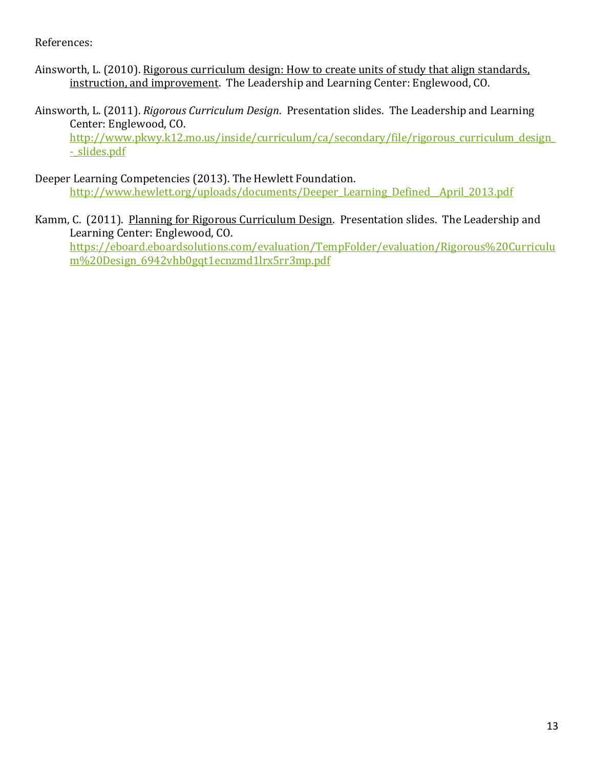References:

Ainsworth, L. (2010). Rigorous curriculum design: How to create units of study that align standards, instruction, and improvement. The Leadership and Learning Center: Englewood, CO.

Ainsworth, L. (2011). *Rigorous Curriculum Design*. Presentation slides. The Leadership and Learning Center: Englewood, CO. http://www.pkwy.k12.mo.us/inside/curriculum/ca/secondary/file/rigorous_curriculum_design_-_slides.pdf

Deeper Learning Competencies (2013). The Hewlett Foundation. http://www.hewlett.org/uploads/documents/Deeper_Learning_Defined__April_2013.pdf

Kamm, C. (2011). Planning for Rigorous Curriculum Design. Presentation slides. The Leadership and Learning Center: Englewood, CO. https://eboard.eboardsolutions.com/evaluation/TempFolder/evaluation/Rigorous%20Curriculum%20Design_6942vhb0gqt1ecnzmd1lrx5rr3mp.pdf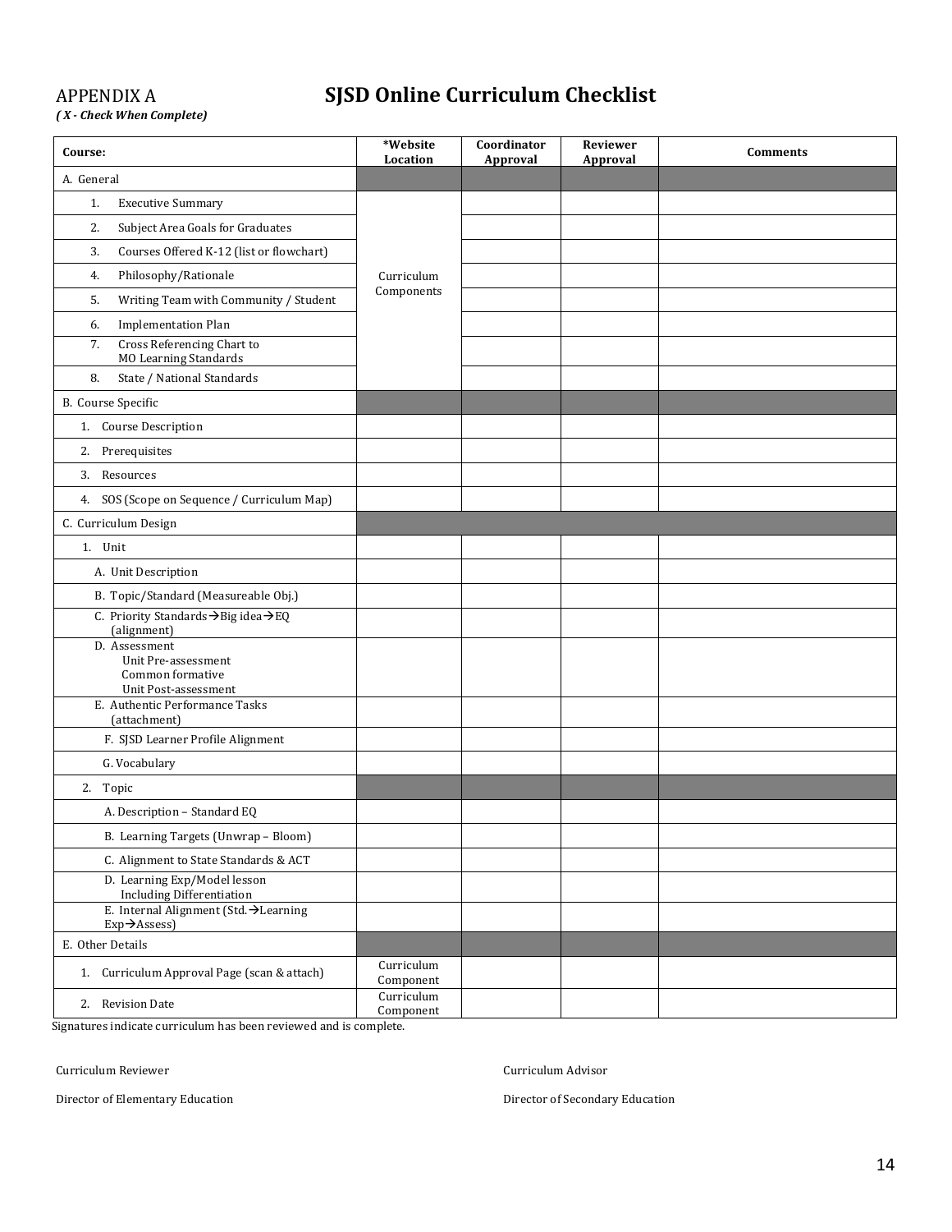APPENDIX A

***( X - Check When Complete)***

# SJSD Online Curriculum Checklist

| Course: | *Website Location | Coordinator Approval | Reviewer Approval | Comments |
|---|---|---|---|---|
| A. General | | | | |
| 1. Executive Summary | Curriculum Components | | | |
| 2. Subject Area Goals for Graduates | | | | |
| 3. Courses Offered K-12 (list or flowchart) | | | | |
| 4. Philosophy/Rationale | | | | |
| 5. Writing Team with Community / Student | | | | |
| 6. Implementation Plan | | | | |
| 7. Cross Referencing Chart to MO Learning Standards | | | | |
| 8. State / National Standards | | | | |
| B. Course Specific | | | | |
| 1. Course Description | | | | |
| 2. Prerequisites | | | | |
| 3. Resources | | | | |
| 4. SOS (Scope on Sequence / Curriculum Map) | | | | |
| C. Curriculum Design | | | | |
| 1. Unit | | | | |
| A. Unit Description | | | | |
| B. Topic/Standard (Measureable Obj.) | | | | |
| C. Priority Standards→Big idea→EQ (alignment) | | | | |
| D. Assessment<br>Unit Pre-assessment<br>Common formative<br>Unit Post-assessment | | | | |
| E. Authentic Performance Tasks (attachment) | | | | |
| F. SJSD Learner Profile Alignment | | | | |
| G. Vocabulary | | | | |
| 2. Topic | | | | |
| A. Description – Standard EQ | | | | |
| B. Learning Targets (Unwrap – Bloom) | | | | |
| C. Alignment to State Standards & ACT | | | | |
| D. Learning Exp/Model lesson Including Differentiation | | | | |
| E. Internal Alignment (Std.→Learning Exp→Assess) | | | | |
| E. Other Details | | | | |
| 1. Curriculum Approval Page (scan & attach) | Curriculum Component | | | |
| 2. Revision Date | Curriculum Component | | | |

Signatures indicate curriculum has been reviewed and is complete.

Curriculum Reviewer

Curriculum Advisor

Director of Elementary Education

Director of Secondary Education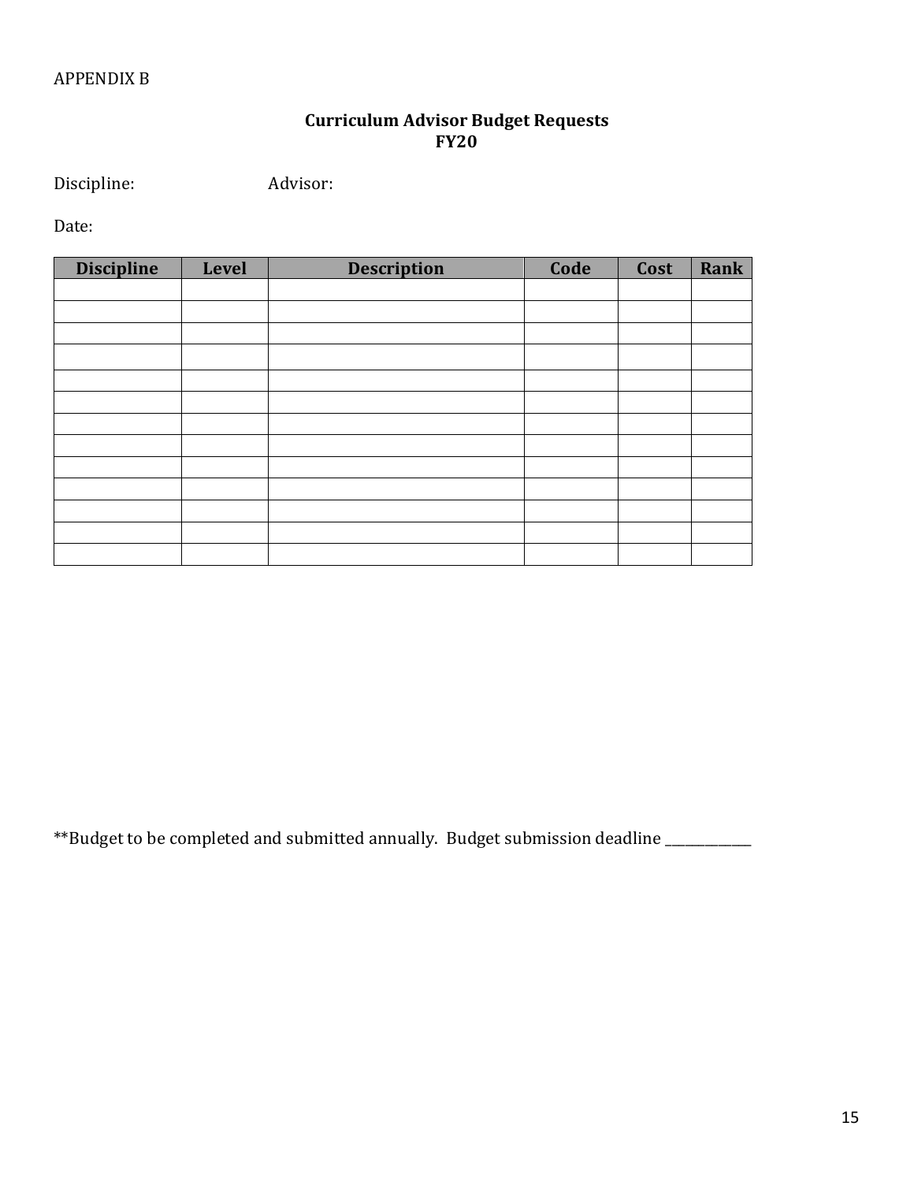APPENDIX B

**Curriculum Advisor Budget Requests**
**FY20**

Discipline: Advisor:

Date:

| Discipline | Level | Description | Code | Cost | Rank |
|---|---|---|---|---|---|
| | | | | | |
| | | | | | |
| | | | | | |
| | | | | | |
| | | | | | |
| | | | | | |
| | | | | | |
| | | | | | |
| | | | | | |
| | | | | | |
| | | | | | |
| | | | | | |
| | | | | | |

**Budget to be completed and submitted annually. Budget submission deadline ____________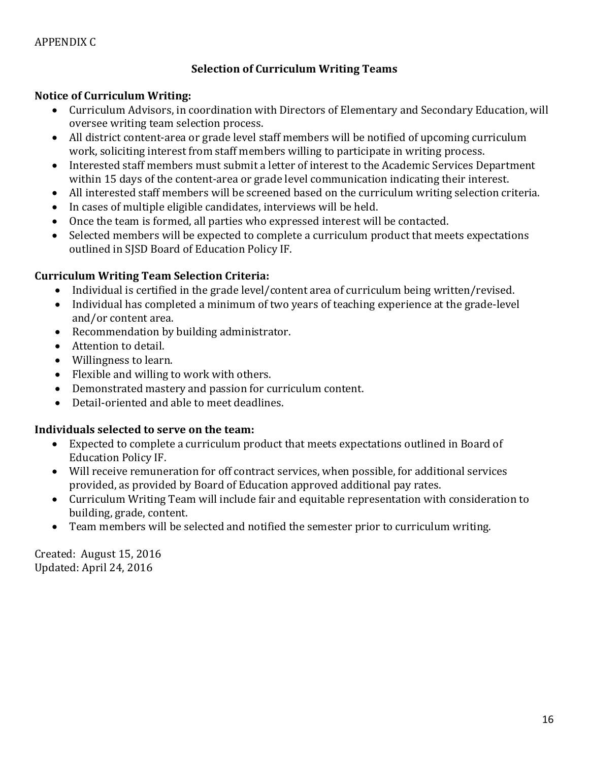APPENDIX C

## Selection of Curriculum Writing Teams

**Notice of Curriculum Writing:**

- Curriculum Advisors, in coordination with Directors of Elementary and Secondary Education, will oversee writing team selection process.
- All district content-area or grade level staff members will be notified of upcoming curriculum work, soliciting interest from staff members willing to participate in writing process.
- Interested staff members must submit a letter of interest to the Academic Services Department within 15 days of the content-area or grade level communication indicating their interest.
- All interested staff members will be screened based on the curriculum writing selection criteria.
- In cases of multiple eligible candidates, interviews will be held.
- Once the team is formed, all parties who expressed interest will be contacted.
- Selected members will be expected to complete a curriculum product that meets expectations outlined in SJSD Board of Education Policy IF.

**Curriculum Writing Team Selection Criteria:**

- Individual is certified in the grade level/content area of curriculum being written/revised.
- Individual has completed a minimum of two years of teaching experience at the grade-level and/or content area.
- Recommendation by building administrator.
- Attention to detail.
- Willingness to learn.
- Flexible and willing to work with others.
- Demonstrated mastery and passion for curriculum content.
- Detail-oriented and able to meet deadlines.

**Individuals selected to serve on the team:**

- Expected to complete a curriculum product that meets expectations outlined in Board of Education Policy IF.
- Will receive remuneration for off contract services, when possible, for additional services provided, as provided by Board of Education approved additional pay rates.
- Curriculum Writing Team will include fair and equitable representation with consideration to building, grade, content.
- Team members will be selected and notified the semester prior to curriculum writing.

Created: August 15, 2016
Updated: April 24, 2016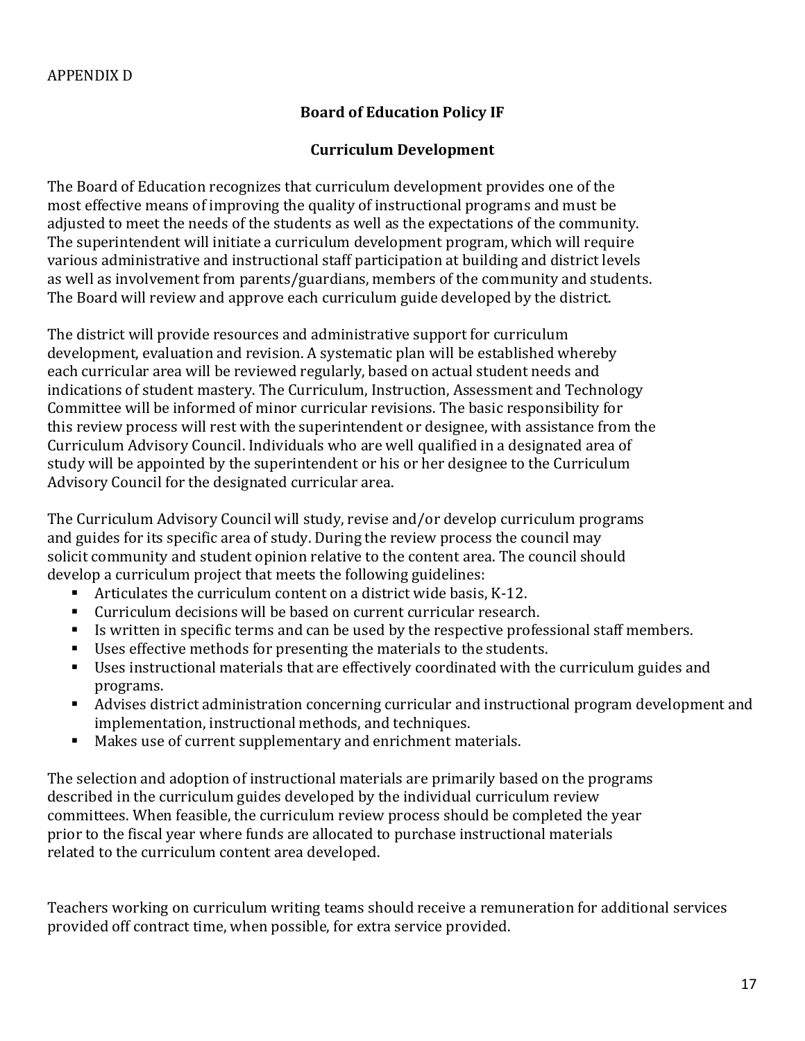APPENDIX D

## Board of Education Policy IF

### Curriculum Development

The Board of Education recognizes that curriculum development provides one of the most effective means of improving the quality of instructional programs and must be adjusted to meet the needs of the students as well as the expectations of the community. The superintendent will initiate a curriculum development program, which will require various administrative and instructional staff participation at building and district levels as well as involvement from parents/guardians, members of the community and students. The Board will review and approve each curriculum guide developed by the district.

The district will provide resources and administrative support for curriculum development, evaluation and revision. A systematic plan will be established whereby each curricular area will be reviewed regularly, based on actual student needs and indications of student mastery. The Curriculum, Instruction, Assessment and Technology Committee will be informed of minor curricular revisions. The basic responsibility for this review process will rest with the superintendent or designee, with assistance from the Curriculum Advisory Council. Individuals who are well qualified in a designated area of study will be appointed by the superintendent or his or her designee to the Curriculum Advisory Council for the designated curricular area.

The Curriculum Advisory Council will study, revise and/or develop curriculum programs and guides for its specific area of study. During the review process the council may solicit community and student opinion relative to the content area. The council should develop a curriculum project that meets the following guidelines:

- Articulates the curriculum content on a district wide basis, K-12.
- Curriculum decisions will be based on current curricular research.
- Is written in specific terms and can be used by the respective professional staff members.
- Uses effective methods for presenting the materials to the students.
- Uses instructional materials that are effectively coordinated with the curriculum guides and programs.
- Advises district administration concerning curricular and instructional program development and implementation, instructional methods, and techniques.
- Makes use of current supplementary and enrichment materials.

The selection and adoption of instructional materials are primarily based on the programs described in the curriculum guides developed by the individual curriculum review committees. When feasible, the curriculum review process should be completed the year prior to the fiscal year where funds are allocated to purchase instructional materials related to the curriculum content area developed.

Teachers working on curriculum writing teams should receive a remuneration for additional services provided off contract time, when possible, for extra service provided.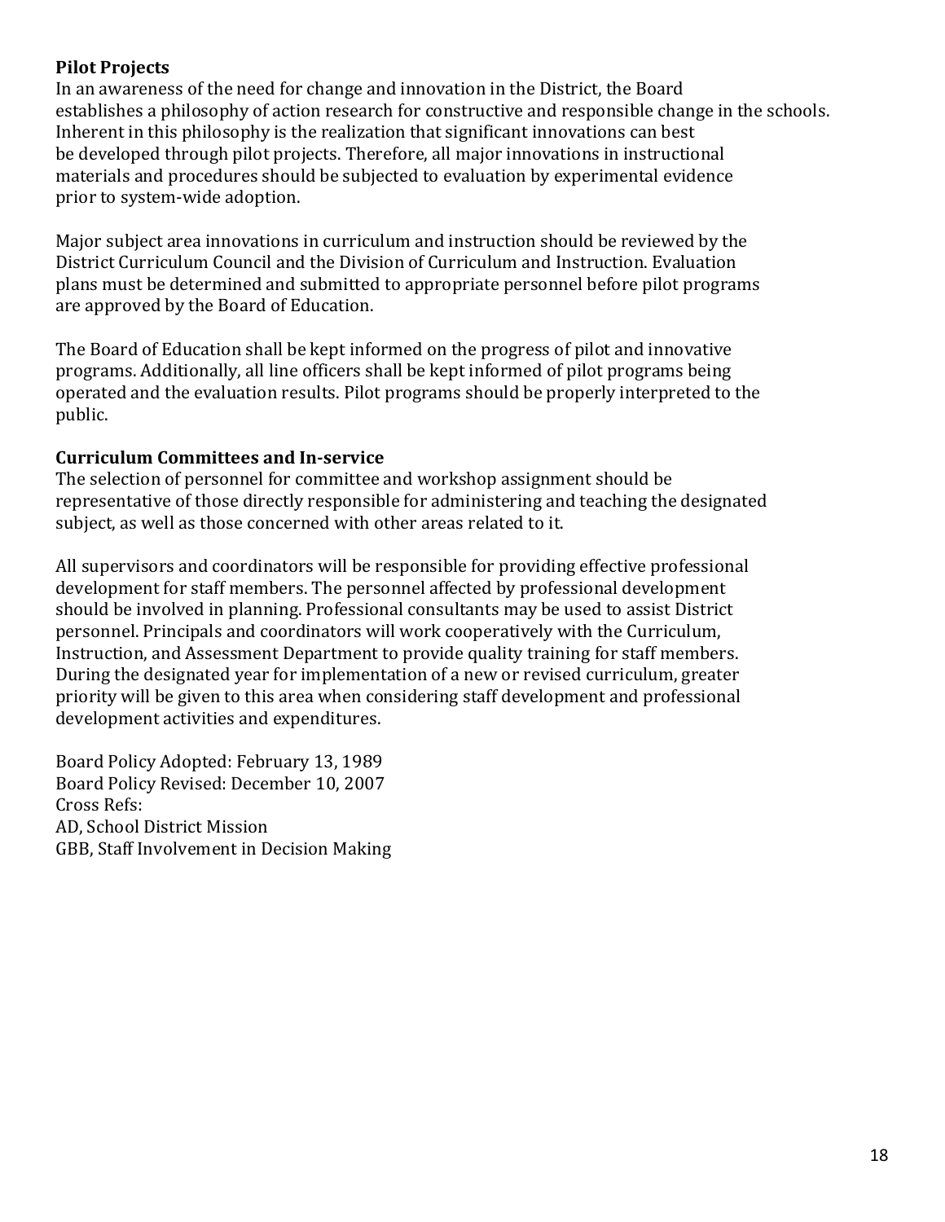**Pilot Projects**

In an awareness of the need for change and innovation in the District, the Board establishes a philosophy of action research for constructive and responsible change in the schools. Inherent in this philosophy is the realization that significant innovations can best be developed through pilot projects. Therefore, all major innovations in instructional materials and procedures should be subjected to evaluation by experimental evidence prior to system-wide adoption.

Major subject area innovations in curriculum and instruction should be reviewed by the District Curriculum Council and the Division of Curriculum and Instruction. Evaluation plans must be determined and submitted to appropriate personnel before pilot programs are approved by the Board of Education.

The Board of Education shall be kept informed on the progress of pilot and innovative programs. Additionally, all line officers shall be kept informed of pilot programs being operated and the evaluation results. Pilot programs should be properly interpreted to the public.

**Curriculum Committees and In-service**

The selection of personnel for committee and workshop assignment should be representative of those directly responsible for administering and teaching the designated subject, as well as those concerned with other areas related to it.

All supervisors and coordinators will be responsible for providing effective professional development for staff members. The personnel affected by professional development should be involved in planning. Professional consultants may be used to assist District personnel. Principals and coordinators will work cooperatively with the Curriculum, Instruction, and Assessment Department to provide quality training for staff members. During the designated year for implementation of a new or revised curriculum, greater priority will be given to this area when considering staff development and professional development activities and expenditures.

Board Policy Adopted: February 13, 1989
Board Policy Revised: December 10, 2007
Cross Refs:
AD, School District Mission
GBB, Staff Involvement in Decision Making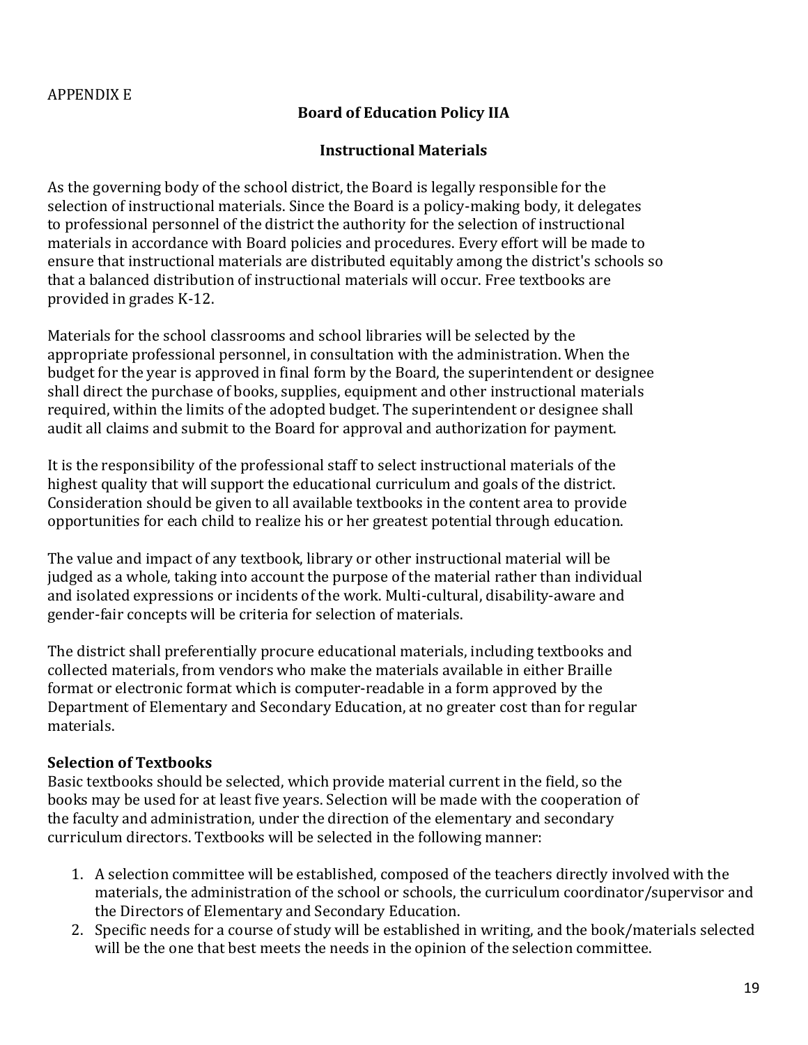APPENDIX E

## Board of Education Policy IIA

## Instructional Materials

As the governing body of the school district, the Board is legally responsible for the selection of instructional materials. Since the Board is a policy-making body, it delegates to professional personnel of the district the authority for the selection of instructional materials in accordance with Board policies and procedures. Every effort will be made to ensure that instructional materials are distributed equitably among the district's schools so that a balanced distribution of instructional materials will occur. Free textbooks are provided in grades K-12.

Materials for the school classrooms and school libraries will be selected by the appropriate professional personnel, in consultation with the administration. When the budget for the year is approved in final form by the Board, the superintendent or designee shall direct the purchase of books, supplies, equipment and other instructional materials required, within the limits of the adopted budget. The superintendent or designee shall audit all claims and submit to the Board for approval and authorization for payment.

It is the responsibility of the professional staff to select instructional materials of the highest quality that will support the educational curriculum and goals of the district. Consideration should be given to all available textbooks in the content area to provide opportunities for each child to realize his or her greatest potential through education.

The value and impact of any textbook, library or other instructional material will be judged as a whole, taking into account the purpose of the material rather than individual and isolated expressions or incidents of the work. Multi-cultural, disability-aware and gender-fair concepts will be criteria for selection of materials.

The district shall preferentially procure educational materials, including textbooks and collected materials, from vendors who make the materials available in either Braille format or electronic format which is computer-readable in a form approved by the Department of Elementary and Secondary Education, at no greater cost than for regular materials.

**Selection of Textbooks**

Basic textbooks should be selected, which provide material current in the field, so the books may be used for at least five years. Selection will be made with the cooperation of the faculty and administration, under the direction of the elementary and secondary curriculum directors. Textbooks will be selected in the following manner:

1. A selection committee will be established, composed of the teachers directly involved with the materials, the administration of the school or schools, the curriculum coordinator/supervisor and the Directors of Elementary and Secondary Education.
2. Specific needs for a course of study will be established in writing, and the book/materials selected will be the one that best meets the needs in the opinion of the selection committee.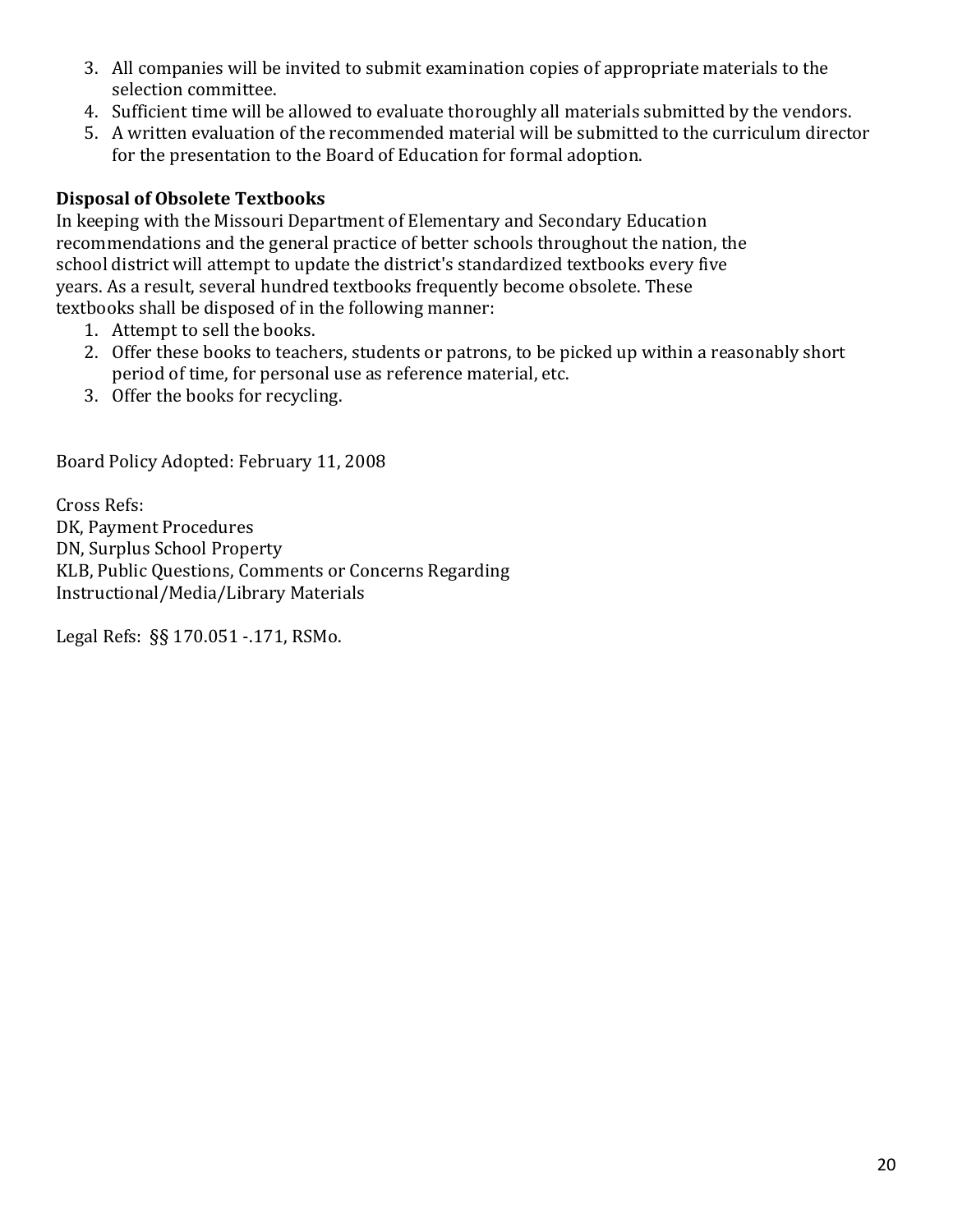3. All companies will be invited to submit examination copies of appropriate materials to the selection committee.
4. Sufficient time will be allowed to evaluate thoroughly all materials submitted by the vendors.
5. A written evaluation of the recommended material will be submitted to the curriculum director for the presentation to the Board of Education for formal adoption.

**Disposal of Obsolete Textbooks**

In keeping with the Missouri Department of Elementary and Secondary Education recommendations and the general practice of better schools throughout the nation, the school district will attempt to update the district's standardized textbooks every five years. As a result, several hundred textbooks frequently become obsolete. These textbooks shall be disposed of in the following manner:

1. Attempt to sell the books.
2. Offer these books to teachers, students or patrons, to be picked up within a reasonably short period of time, for personal use as reference material, etc.
3. Offer the books for recycling.

Board Policy Adopted: February 11, 2008

Cross Refs:
DK, Payment Procedures
DN, Surplus School Property
KLB, Public Questions, Comments or Concerns Regarding Instructional/Media/Library Materials

Legal Refs: §§ 170.051 -.171, RSMo.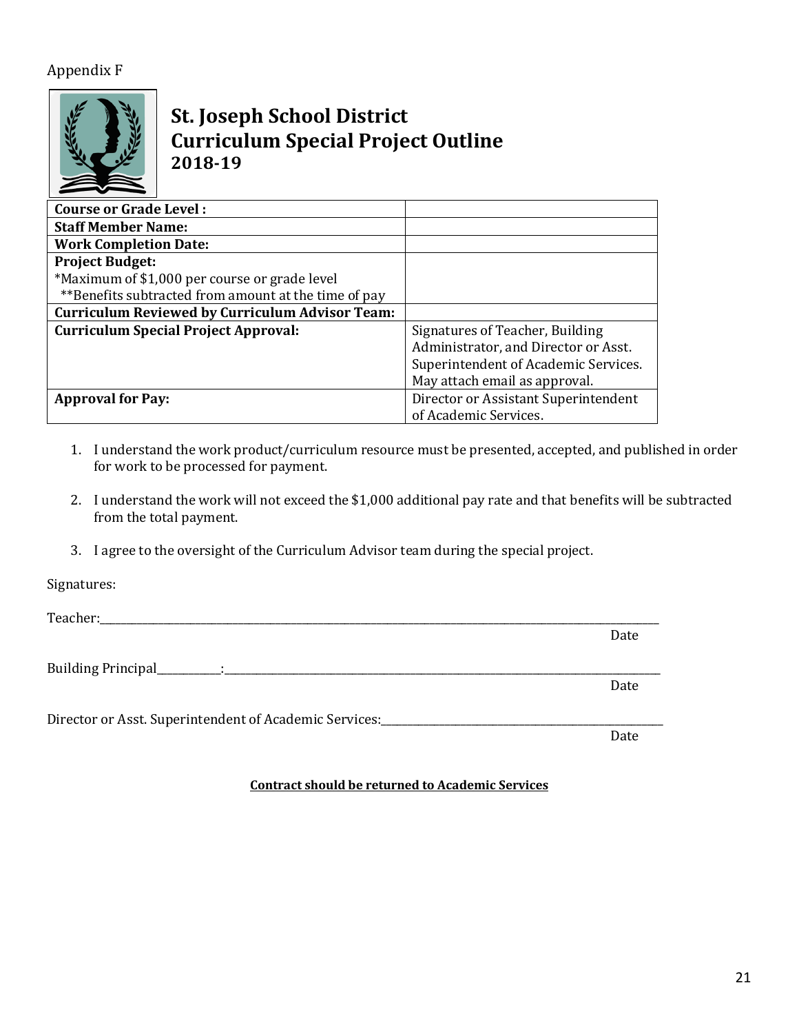Appendix F

# St. Joseph School District
# Curriculum Special Project Outline
### 2018-19

| | |
|---|---|
| **Course or Grade Level :** | |
| **Staff Member Name:** | |
| **Work Completion Date:** | |
| **Project Budget:**<br>*Maximum of $1,000 per course or grade level<br>**Benefits subtracted from amount at the time of pay | |
| **Curriculum Reviewed by Curriculum Advisor Team:** | |
| **Curriculum Special Project Approval:** | Signatures of Teacher, Building Administrator, and Director or Asst. Superintendent of Academic Services. May attach email as approval. |
| **Approval for Pay:** | Director or Assistant Superintendent of Academic Services. |

1. I understand the work product/curriculum resource must be presented, accepted, and published in order for work to be processed for payment.
2. I understand the work will not exceed the $1,000 additional pay rate and that benefits will be subtracted from the total payment.
3. I agree to the oversight of the Curriculum Advisor team during the special project.

Signatures:

Teacher:______________________________________________________________________________
Date

Building Principal___________:________________________________________________________________
Date

Director or Asst. Superintendent of Academic Services:______________________________________
Date

**Contract should be returned to Academic Services**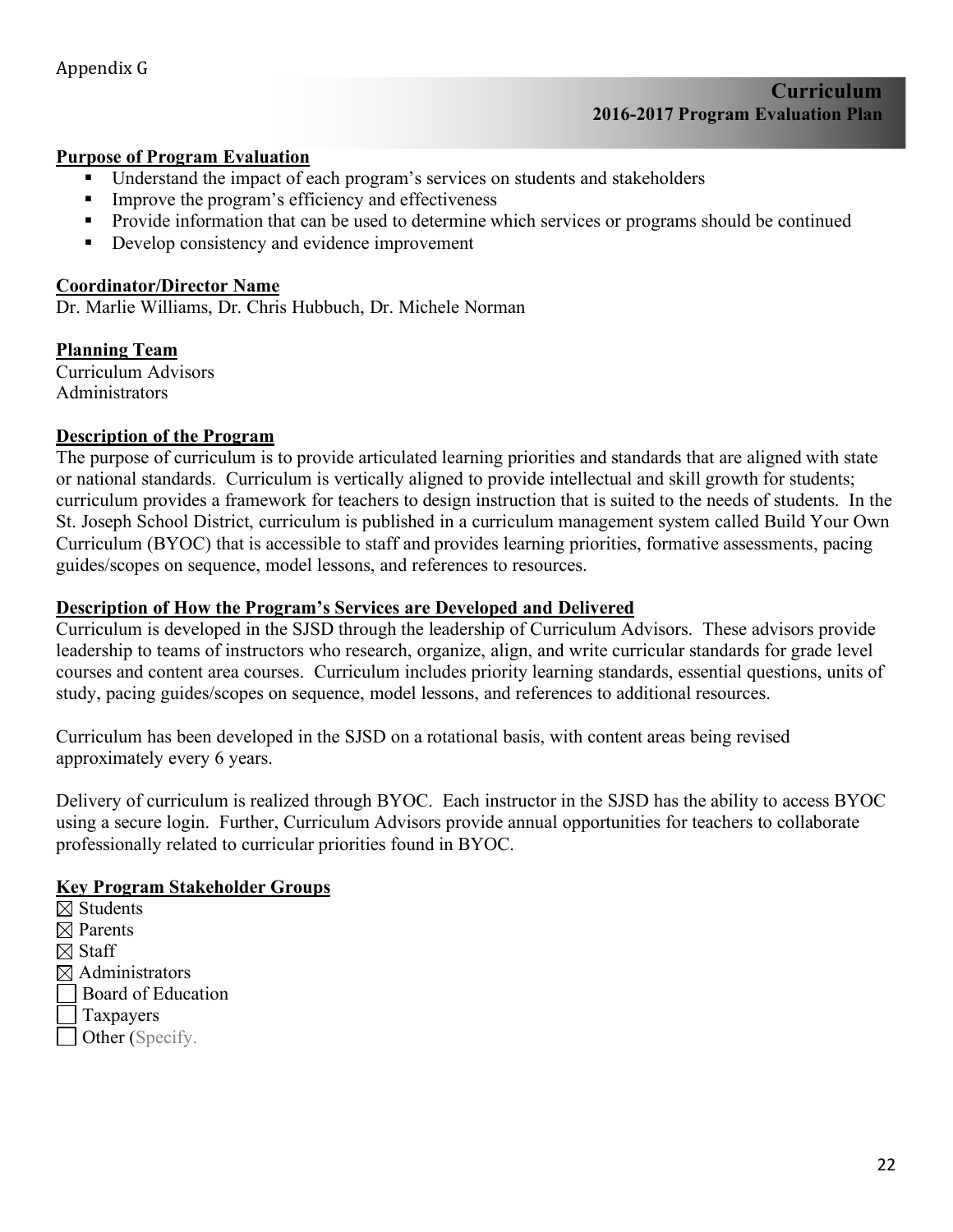Appendix G

# Curriculum
## 2016-2017 Program Evaluation Plan

**Purpose of Program Evaluation**

- Understand the impact of each program's services on students and stakeholders
- Improve the program's efficiency and effectiveness
- Provide information that can be used to determine which services or programs should be continued
- Develop consistency and evidence improvement

**Coordinator/Director Name**

Dr. Marlie Williams, Dr. Chris Hubbuch, Dr. Michele Norman

**Planning Team**

Curriculum Advisors
Administrators

**Description of the Program**

The purpose of curriculum is to provide articulated learning priorities and standards that are aligned with state or national standards. Curriculum is vertically aligned to provide intellectual and skill growth for students; curriculum provides a framework for teachers to design instruction that is suited to the needs of students. In the St. Joseph School District, curriculum is published in a curriculum management system called Build Your Own Curriculum (BYOC) that is accessible to staff and provides learning priorities, formative assessments, pacing guides/scopes on sequence, model lessons, and references to resources.

**Description of How the Program's Services are Developed and Delivered**

Curriculum is developed in the SJSD through the leadership of Curriculum Advisors. These advisors provide leadership to teams of instructors who research, organize, align, and write curricular standards for grade level courses and content area courses. Curriculum includes priority learning standards, essential questions, units of study, pacing guides/scopes on sequence, model lessons, and references to additional resources.

Curriculum has been developed in the SJSD on a rotational basis, with content areas being revised approximately every 6 years.

Delivery of curriculum is realized through BYOC. Each instructor in the SJSD has the ability to access BYOC using a secure login. Further, Curriculum Advisors provide annual opportunities for teachers to collaborate professionally related to curricular priorities found in BYOC.

**Key Program Stakeholder Groups**

☒ Students
☒ Parents
☒ Staff
☒ Administrators
☐ Board of Education
☐ Taxpayers
☐ Other (Specify.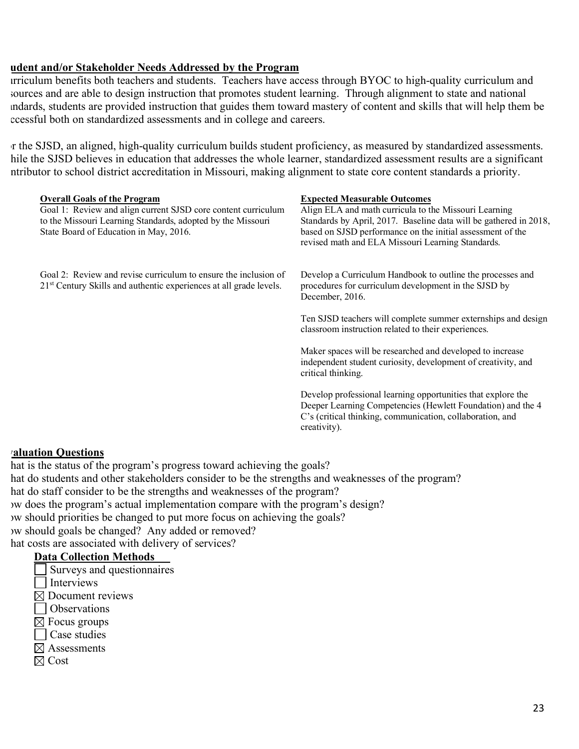**udent and/or Stakeholder Needs Addressed by the Program**

ırriculum benefits both teachers and students. Teachers have access through BYOC to high-quality curriculum and sources and are able to design instruction that promotes student learning. Through alignment to state and national ındards, students are provided instruction that guides them toward mastery of content and skills that will help them be ccessful both on standardized assessments and in college and careers.

ır the SJSD, an aligned, high-quality curriculum builds student proficiency, as measured by standardized assessments. hile the SJSD believes in education that addresses the whole learner, standardized assessment results are a significant ntributor to school district accreditation in Missouri, making alignment to state core content standards a priority.

| **Overall Goals of the Program** | **Expected Measurable Outcomes** |
| --- | --- |
| Goal 1: Review and align current SJSD core content curriculum to the Missouri Learning Standards, adopted by the Missouri State Board of Education in May, 2016. | Align ELA and math curricula to the Missouri Learning Standards by April, 2017. Baseline data will be gathered in 2018, based on SJSD performance on the initial assessment of the revised math and ELA Missouri Learning Standards. |
| Goal 2: Review and revise curriculum to ensure the inclusion of 21st Century Skills and authentic experiences at all grade levels. | Develop a Curriculum Handbook to outline the processes and procedures for curriculum development in the SJSD by December, 2016. |
| | Ten SJSD teachers will complete summer externships and design classroom instruction related to their experiences. |
| | Maker spaces will be researched and developed to increase independent student curiosity, development of creativity, and critical thinking. |
| | Develop professional learning opportunities that explore the Deeper Learning Competencies (Hewlett Foundation) and the 4 C's (critical thinking, communication, collaboration, and creativity). |

**ıaluation Questions**

hat is the status of the program's progress toward achieving the goals?
hat do students and other stakeholders consider to be the strengths and weaknesses of the program?
hat do staff consider to be the strengths and weaknesses of the program?
ıw does the program's actual implementation compare with the program's design?
ıw should priorities be changed to put more focus on achieving the goals?
ıw should goals be changed? Any added or removed?
hat costs are associated with delivery of services?

**Data Collection Methods**

- ☐ Surveys and questionnaires
- ☐ Interviews
- ☒ Document reviews
- ☐ Observations
- ☒ Focus groups
- ☐ Case studies
- ☒ Assessments
- ☒ Cost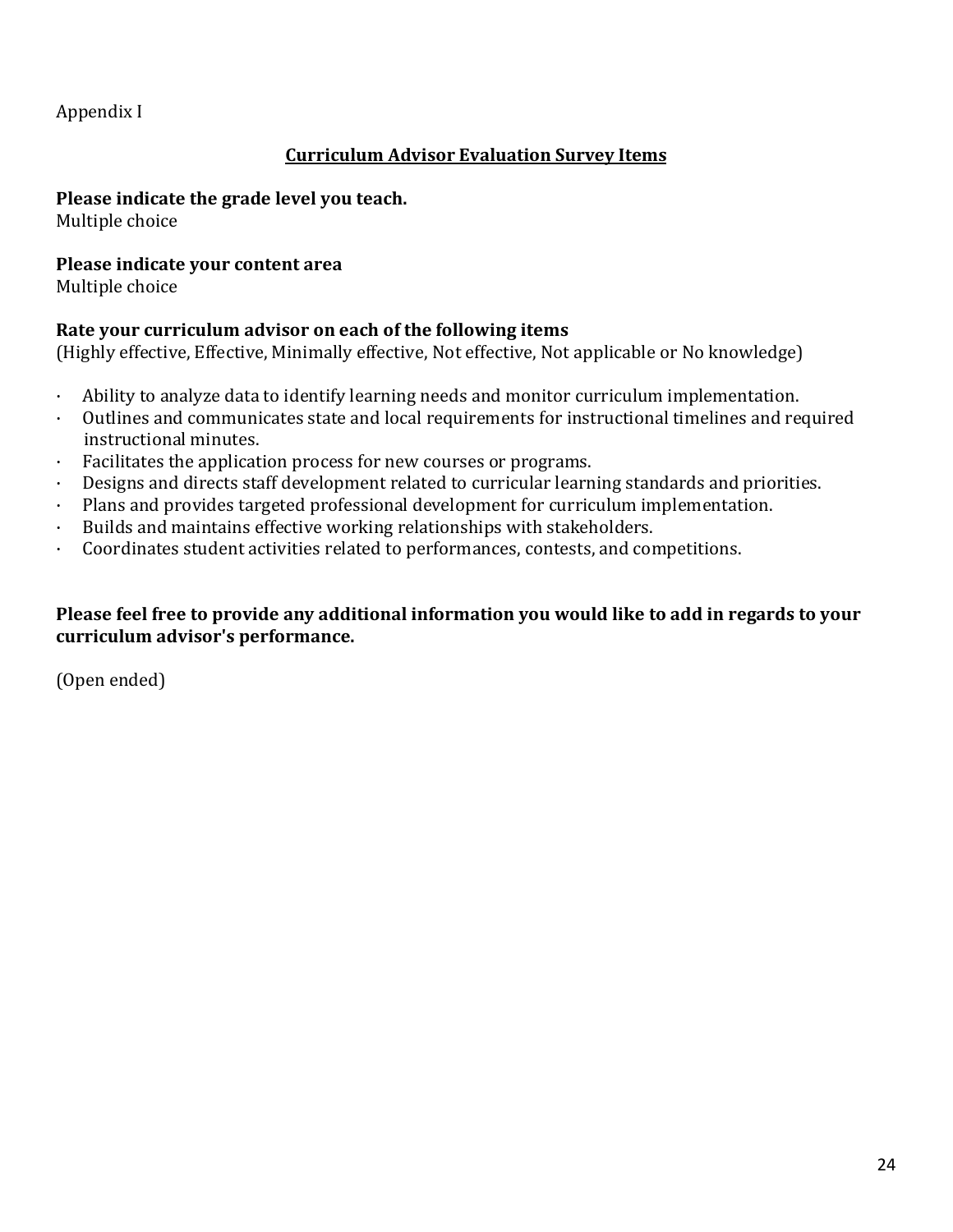Appendix I

## Curriculum Advisor Evaluation Survey Items

**Please indicate the grade level you teach.**
Multiple choice

**Please indicate your content area**
Multiple choice

**Rate your curriculum advisor on each of the following items**
(Highly effective, Effective, Minimally effective, Not effective, Not applicable or No knowledge)

- Ability to analyze data to identify learning needs and monitor curriculum implementation.
- Outlines and communicates state and local requirements for instructional timelines and required instructional minutes.
- Facilitates the application process for new courses or programs.
- Designs and directs staff development related to curricular learning standards and priorities.
- Plans and provides targeted professional development for curriculum implementation.
- Builds and maintains effective working relationships with stakeholders.
- Coordinates student activities related to performances, contests, and competitions.

**Please feel free to provide any additional information you would like to add in regards to your curriculum advisor's performance.**

(Open ended)